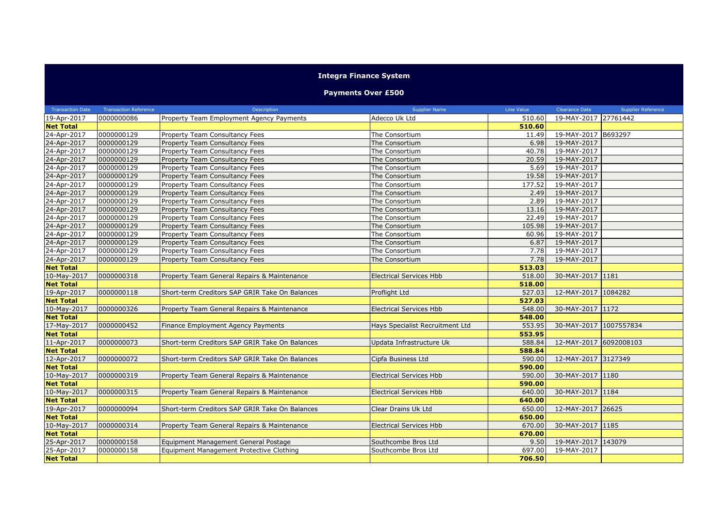# Integra Finance System

## Payments Over £500

| Transaction Date | Transaction Reference | Description | Supplier Name | Line Value | Clearance Date | Supplier Reference |
|---|---|---|---|---|---|---|
| 19-Apr-2017 | 0000000086 | Property Team Employment Agency Payments | Adecco Uk Ltd | 510.60 | 19-MAY-2017 | 27761442 |
| **Net Total** | | | | **510.60** | | |
| 24-Apr-2017 | 0000000129 | Property Team Consultancy Fees | The Consortium | 11.49 | 19-MAY-2017 | B693297 |
| 24-Apr-2017 | 0000000129 | Property Team Consultancy Fees | The Consortium | 6.98 | 19-MAY-2017 | |
| 24-Apr-2017 | 0000000129 | Property Team Consultancy Fees | The Consortium | 40.78 | 19-MAY-2017 | |
| 24-Apr-2017 | 0000000129 | Property Team Consultancy Fees | The Consortium | 20.59 | 19-MAY-2017 | |
| 24-Apr-2017 | 0000000129 | Property Team Consultancy Fees | The Consortium | 5.69 | 19-MAY-2017 | |
| 24-Apr-2017 | 0000000129 | Property Team Consultancy Fees | The Consortium | 19.58 | 19-MAY-2017 | |
| 24-Apr-2017 | 0000000129 | Property Team Consultancy Fees | The Consortium | 177.52 | 19-MAY-2017 | |
| 24-Apr-2017 | 0000000129 | Property Team Consultancy Fees | The Consortium | 2.49 | 19-MAY-2017 | |
| 24-Apr-2017 | 0000000129 | Property Team Consultancy Fees | The Consortium | 2.89 | 19-MAY-2017 | |
| 24-Apr-2017 | 0000000129 | Property Team Consultancy Fees | The Consortium | 13.16 | 19-MAY-2017 | |
| 24-Apr-2017 | 0000000129 | Property Team Consultancy Fees | The Consortium | 22.49 | 19-MAY-2017 | |
| 24-Apr-2017 | 0000000129 | Property Team Consultancy Fees | The Consortium | 105.98 | 19-MAY-2017 | |
| 24-Apr-2017 | 0000000129 | Property Team Consultancy Fees | The Consortium | 60.96 | 19-MAY-2017 | |
| 24-Apr-2017 | 0000000129 | Property Team Consultancy Fees | The Consortium | 6.87 | 19-MAY-2017 | |
| 24-Apr-2017 | 0000000129 | Property Team Consultancy Fees | The Consortium | 7.78 | 19-MAY-2017 | |
| 24-Apr-2017 | 0000000129 | Property Team Consultancy Fees | The Consortium | 7.78 | 19-MAY-2017 | |
| **Net Total** | | | | **513.03** | | |
| 10-May-2017 | 0000000318 | Property Team General Repairs & Maintenance | Electrical Services Hbb | 518.00 | 30-MAY-2017 | 1181 |
| **Net Total** | | | | **518.00** | | |
| 19-Apr-2017 | 0000000118 | Short-term Creditors SAP GRIR Take On Balances | Proflight Ltd | 527.03 | 12-MAY-2017 | 1084282 |
| **Net Total** | | | | **527.03** | | |
| 10-May-2017 | 0000000326 | Property Team General Repairs & Maintenance | Electrical Services Hbb | 548.00 | 30-MAY-2017 | 1172 |
| **Net Total** | | | | **548.00** | | |
| 17-May-2017 | 0000000452 | Finance Employment Agency Payments | Hays Specialist Recruitment Ltd | 553.95 | 30-MAY-2017 | 1007557834 |
| **Net Total** | | | | **553.95** | | |
| 11-Apr-2017 | 0000000073 | Short-term Creditors SAP GRIR Take On Balances | Updata Infrastructure Uk | 588.84 | 12-MAY-2017 | 6092008103 |
| **Net Total** | | | | **588.84** | | |
| 12-Apr-2017 | 0000000072 | Short-term Creditors SAP GRIR Take On Balances | Cipfa Business Ltd | 590.00 | 12-MAY-2017 | 3127349 |
| **Net Total** | | | | **590.00** | | |
| 10-May-2017 | 0000000319 | Property Team General Repairs & Maintenance | Electrical Services Hbb | 590.00 | 30-MAY-2017 | 1180 |
| **Net Total** | | | | **590.00** | | |
| 10-May-2017 | 0000000315 | Property Team General Repairs & Maintenance | Electrical Services Hbb | 640.00 | 30-MAY-2017 | 1184 |
| **Net Total** | | | | **640.00** | | |
| 19-Apr-2017 | 0000000094 | Short-term Creditors SAP GRIR Take On Balances | Clear Drains Uk Ltd | 650.00 | 12-MAY-2017 | 26625 |
| **Net Total** | | | | **650.00** | | |
| 10-May-2017 | 0000000314 | Property Team General Repairs & Maintenance | Electrical Services Hbb | 670.00 | 30-MAY-2017 | 1185 |
| **Net Total** | | | | **670.00** | | |
| 25-Apr-2017 | 0000000158 | Equipment Management General Postage | Southcombe Bros Ltd | 9.50 | 19-MAY-2017 | 143079 |
| 25-Apr-2017 | 0000000158 | Equipment Management Protective Clothing | Southcombe Bros Ltd | 697.00 | 19-MAY-2017 | |
| **Net Total** | | | | **706.50** | | |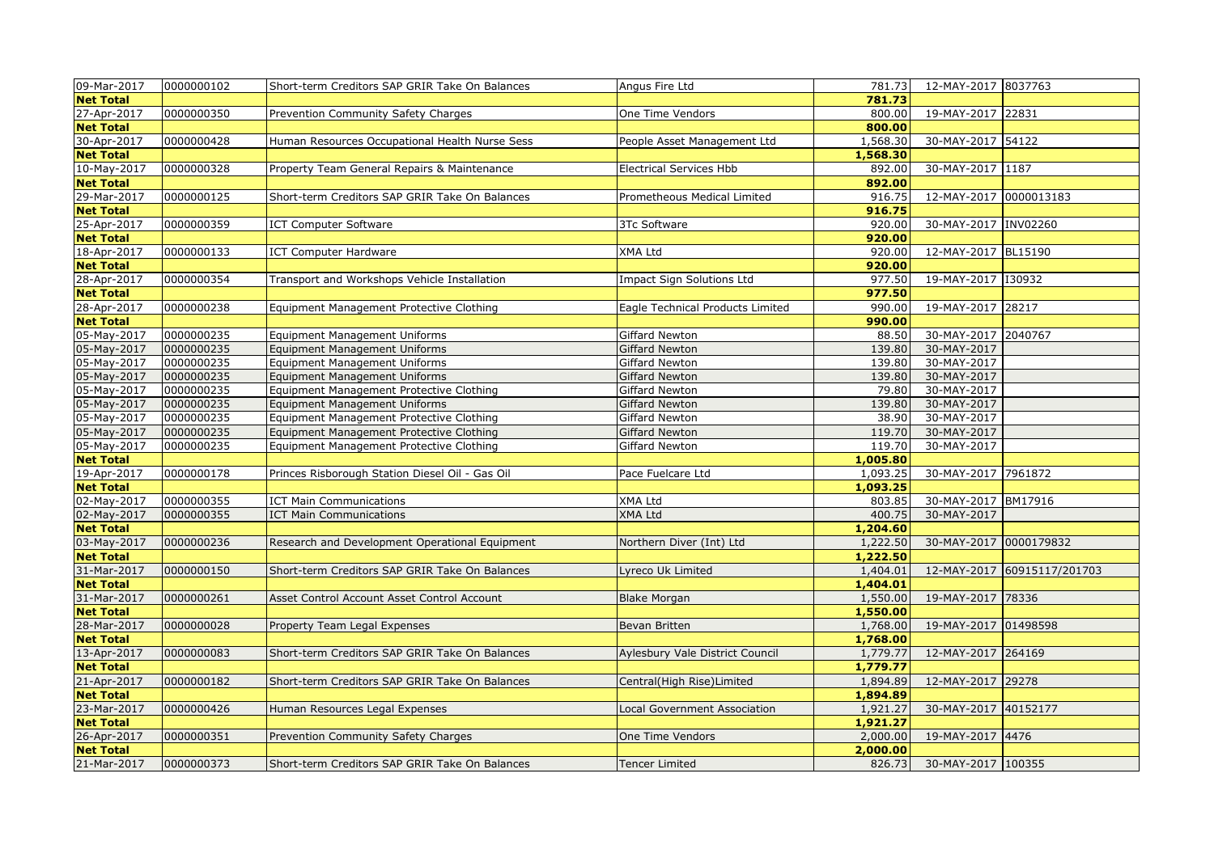| | | | | | | |
|---|---|---|---|---|---|---|
| 09-Mar-2017 | 0000000102 | Short-term Creditors SAP GRIR Take On Balances | Angus Fire Ltd | 781.73 | 12-MAY-2017 | 8037763 |
| **Net Total** | | | | **781.73** | | |
| 27-Apr-2017 | 0000000350 | Prevention Community Safety Charges | One Time Vendors | 800.00 | 19-MAY-2017 | 22831 |
| **Net Total** | | | | **800.00** | | |
| 30-Apr-2017 | 0000000428 | Human Resources Occupational Health Nurse Sess | People Asset Management Ltd | 1,568.30 | 30-MAY-2017 | 54122 |
| **Net Total** | | | | **1,568.30** | | |
| 10-May-2017 | 0000000328 | Property Team General Repairs & Maintenance | Electrical Services Hbb | 892.00 | 30-MAY-2017 | 1187 |
| **Net Total** | | | | **892.00** | | |
| 29-Mar-2017 | 0000000125 | Short-term Creditors SAP GRIR Take On Balances | Prometheous Medical Limited | 916.75 | 12-MAY-2017 | 0000013183 |
| **Net Total** | | | | **916.75** | | |
| 25-Apr-2017 | 0000000359 | ICT Computer Software | 3Tc Software | 920.00 | 30-MAY-2017 | INV02260 |
| **Net Total** | | | | **920.00** | | |
| 18-Apr-2017 | 0000000133 | ICT Computer Hardware | XMA Ltd | 920.00 | 12-MAY-2017 | BL15190 |
| **Net Total** | | | | **920.00** | | |
| 28-Apr-2017 | 0000000354 | Transport and Workshops Vehicle Installation | Impact Sign Solutions Ltd | 977.50 | 19-MAY-2017 | I30932 |
| **Net Total** | | | | **977.50** | | |
| 28-Apr-2017 | 0000000238 | Equipment Management Protective Clothing | Eagle Technical Products Limited | 990.00 | 19-MAY-2017 | 28217 |
| **Net Total** | | | | **990.00** | | |
| 05-May-2017 | 0000000235 | Equipment Management Uniforms | Giffard Newton | 88.50 | 30-MAY-2017 | 2040767 |
| 05-May-2017 | 0000000235 | Equipment Management Uniforms | Giffard Newton | 139.80 | 30-MAY-2017 | |
| 05-May-2017 | 0000000235 | Equipment Management Uniforms | Giffard Newton | 139.80 | 30-MAY-2017 | |
| 05-May-2017 | 0000000235 | Equipment Management Uniforms | Giffard Newton | 139.80 | 30-MAY-2017 | |
| 05-May-2017 | 0000000235 | Equipment Management Protective Clothing | Giffard Newton | 79.80 | 30-MAY-2017 | |
| 05-May-2017 | 0000000235 | Equipment Management Uniforms | Giffard Newton | 139.80 | 30-MAY-2017 | |
| 05-May-2017 | 0000000235 | Equipment Management Protective Clothing | Giffard Newton | 38.90 | 30-MAY-2017 | |
| 05-May-2017 | 0000000235 | Equipment Management Protective Clothing | Giffard Newton | 119.70 | 30-MAY-2017 | |
| 05-May-2017 | 0000000235 | Equipment Management Protective Clothing | Giffard Newton | 119.70 | 30-MAY-2017 | |
| **Net Total** | | | | **1,005.80** | | |
| 19-Apr-2017 | 0000000178 | Princes Risborough Station Diesel Oil - Gas Oil | Pace Fuelcare Ltd | 1,093.25 | 30-MAY-2017 | 7961872 |
| **Net Total** | | | | **1,093.25** | | |
| 02-May-2017 | 0000000355 | ICT Main Communications | XMA Ltd | 803.85 | 30-MAY-2017 | BM17916 |
| 02-May-2017 | 0000000355 | ICT Main Communications | XMA Ltd | 400.75 | 30-MAY-2017 | |
| **Net Total** | | | | **1,204.60** | | |
| 03-May-2017 | 0000000236 | Research and Development Operational Equipment | Northern Diver (Int) Ltd | 1,222.50 | 30-MAY-2017 | 0000179832 |
| **Net Total** | | | | **1,222.50** | | |
| 31-Mar-2017 | 0000000150 | Short-term Creditors SAP GRIR Take On Balances | Lyreco Uk Limited | 1,404.01 | 12-MAY-2017 | 60915117/201703 |
| **Net Total** | | | | **1,404.01** | | |
| 31-Mar-2017 | 0000000261 | Asset Control Account Asset Control Account | Blake Morgan | 1,550.00 | 19-MAY-2017 | 78336 |
| **Net Total** | | | | **1,550.00** | | |
| 28-Mar-2017 | 0000000028 | Property Team Legal Expenses | Bevan Britten | 1,768.00 | 19-MAY-2017 | 01498598 |
| **Net Total** | | | | **1,768.00** | | |
| 13-Apr-2017 | 0000000083 | Short-term Creditors SAP GRIR Take On Balances | Aylesbury Vale District Council | 1,779.77 | 12-MAY-2017 | 264169 |
| **Net Total** | | | | **1,779.77** | | |
| 21-Apr-2017 | 0000000182 | Short-term Creditors SAP GRIR Take On Balances | Central(High Rise)Limited | 1,894.89 | 12-MAY-2017 | 29278 |
| **Net Total** | | | | **1,894.89** | | |
| 23-Mar-2017 | 0000000426 | Human Resources Legal Expenses | Local Government Association | 1,921.27 | 30-MAY-2017 | 40152177 |
| **Net Total** | | | | **1,921.27** | | |
| 26-Apr-2017 | 0000000351 | Prevention Community Safety Charges | One Time Vendors | 2,000.00 | 19-MAY-2017 | 4476 |
| **Net Total** | | | | **2,000.00** | | |
| 21-Mar-2017 | 0000000373 | Short-term Creditors SAP GRIR Take On Balances | Tencer Limited | 826.73 | 30-MAY-2017 | 100355 |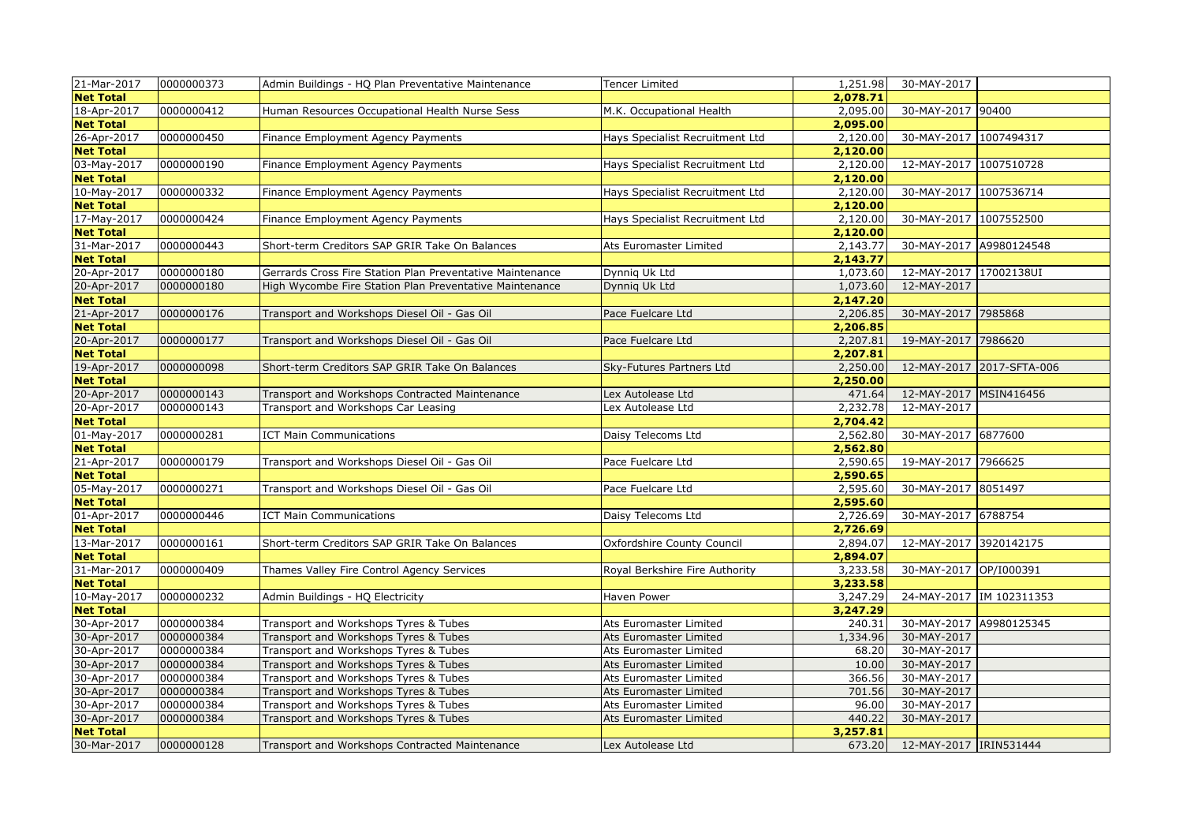| | | | | | | |
|---|---|---|---|---|---|---|
| 21-Mar-2017 | 0000000373 | Admin Buildings - HQ Plan Preventative Maintenance | Tencer Limited | 1,251.98 | 30-MAY-2017 | |
| **Net Total** | | | | **2,078.71** | | |
| 18-Apr-2017 | 0000000412 | Human Resources Occupational Health Nurse Sess | M.K. Occupational Health | 2,095.00 | 30-MAY-2017 | 90400 |
| **Net Total** | | | | **2,095.00** | | |
| 26-Apr-2017 | 0000000450 | Finance Employment Agency Payments | Hays Specialist Recruitment Ltd | 2,120.00 | 30-MAY-2017 | 1007494317 |
| **Net Total** | | | | **2,120.00** | | |
| 03-May-2017 | 0000000190 | Finance Employment Agency Payments | Hays Specialist Recruitment Ltd | 2,120.00 | 12-MAY-2017 | 1007510728 |
| **Net Total** | | | | **2,120.00** | | |
| 10-May-2017 | 0000000332 | Finance Employment Agency Payments | Hays Specialist Recruitment Ltd | 2,120.00 | 30-MAY-2017 | 1007536714 |
| **Net Total** | | | | **2,120.00** | | |
| 17-May-2017 | 0000000424 | Finance Employment Agency Payments | Hays Specialist Recruitment Ltd | 2,120.00 | 30-MAY-2017 | 1007552500 |
| **Net Total** | | | | **2,120.00** | | |
| 31-Mar-2017 | 0000000443 | Short-term Creditors SAP GRIR Take On Balances | Ats Euromaster Limited | 2,143.77 | 30-MAY-2017 | A9980124548 |
| **Net Total** | | | | **2,143.77** | | |
| 20-Apr-2017 | 0000000180 | Gerrards Cross Fire Station Plan Preventative Maintenance | Dynniq Uk Ltd | 1,073.60 | 12-MAY-2017 | 17002138UI |
| 20-Apr-2017 | 0000000180 | High Wycombe Fire Station Plan Preventative Maintenance | Dynniq Uk Ltd | 1,073.60 | 12-MAY-2017 | |
| **Net Total** | | | | **2,147.20** | | |
| 21-Apr-2017 | 0000000176 | Transport and Workshops Diesel Oil - Gas Oil | Pace Fuelcare Ltd | 2,206.85 | 30-MAY-2017 | 7985868 |
| **Net Total** | | | | **2,206.85** | | |
| 20-Apr-2017 | 0000000177 | Transport and Workshops Diesel Oil - Gas Oil | Pace Fuelcare Ltd | 2,207.81 | 19-MAY-2017 | 7986620 |
| **Net Total** | | | | **2,207.81** | | |
| 19-Apr-2017 | 0000000098 | Short-term Creditors SAP GRIR Take On Balances | Sky-Futures Partners Ltd | 2,250.00 | 12-MAY-2017 | 2017-SFTA-006 |
| **Net Total** | | | | **2,250.00** | | |
| 20-Apr-2017 | 0000000143 | Transport and Workshops Contracted Maintenance | Lex Autolease Ltd | 471.64 | 12-MAY-2017 | MSIN416456 |
| 20-Apr-2017 | 0000000143 | Transport and Workshops Car Leasing | Lex Autolease Ltd | 2,232.78 | 12-MAY-2017 | |
| **Net Total** | | | | **2,704.42** | | |
| 01-May-2017 | 0000000281 | ICT Main Communications | Daisy Telecoms Ltd | 2,562.80 | 30-MAY-2017 | 6877600 |
| **Net Total** | | | | **2,562.80** | | |
| 21-Apr-2017 | 0000000179 | Transport and Workshops Diesel Oil - Gas Oil | Pace Fuelcare Ltd | 2,590.65 | 19-MAY-2017 | 7966625 |
| **Net Total** | | | | **2,590.65** | | |
| 05-May-2017 | 0000000271 | Transport and Workshops Diesel Oil - Gas Oil | Pace Fuelcare Ltd | 2,595.60 | 30-MAY-2017 | 8051497 |
| **Net Total** | | | | **2,595.60** | | |
| 01-Apr-2017 | 0000000446 | ICT Main Communications | Daisy Telecoms Ltd | 2,726.69 | 30-MAY-2017 | 6788754 |
| **Net Total** | | | | **2,726.69** | | |
| 13-Mar-2017 | 0000000161 | Short-term Creditors SAP GRIR Take On Balances | Oxfordshire County Council | 2,894.07 | 12-MAY-2017 | 3920142175 |
| **Net Total** | | | | **2,894.07** | | |
| 31-Mar-2017 | 0000000409 | Thames Valley Fire Control Agency Services | Royal Berkshire Fire Authority | 3,233.58 | 30-MAY-2017 | OP/I000391 |
| **Net Total** | | | | **3,233.58** | | |
| 10-May-2017 | 0000000232 | Admin Buildings - HQ Electricity | Haven Power | 3,247.29 | 24-MAY-2017 | IM 102311353 |
| **Net Total** | | | | **3,247.29** | | |
| 30-Apr-2017 | 0000000384 | Transport and Workshops Tyres & Tubes | Ats Euromaster Limited | 240.31 | 30-MAY-2017 | A9980125345 |
| 30-Apr-2017 | 0000000384 | Transport and Workshops Tyres & Tubes | Ats Euromaster Limited | 1,334.96 | 30-MAY-2017 | |
| 30-Apr-2017 | 0000000384 | Transport and Workshops Tyres & Tubes | Ats Euromaster Limited | 68.20 | 30-MAY-2017 | |
| 30-Apr-2017 | 0000000384 | Transport and Workshops Tyres & Tubes | Ats Euromaster Limited | 10.00 | 30-MAY-2017 | |
| 30-Apr-2017 | 0000000384 | Transport and Workshops Tyres & Tubes | Ats Euromaster Limited | 366.56 | 30-MAY-2017 | |
| 30-Apr-2017 | 0000000384 | Transport and Workshops Tyres & Tubes | Ats Euromaster Limited | 701.56 | 30-MAY-2017 | |
| 30-Apr-2017 | 0000000384 | Transport and Workshops Tyres & Tubes | Ats Euromaster Limited | 96.00 | 30-MAY-2017 | |
| 30-Apr-2017 | 0000000384 | Transport and Workshops Tyres & Tubes | Ats Euromaster Limited | 440.22 | 30-MAY-2017 | |
| **Net Total** | | | | **3,257.81** | | |
| 30-Mar-2017 | 0000000128 | Transport and Workshops Contracted Maintenance | Lex Autolease Ltd | 673.20 | 12-MAY-2017 | IRIN531444 |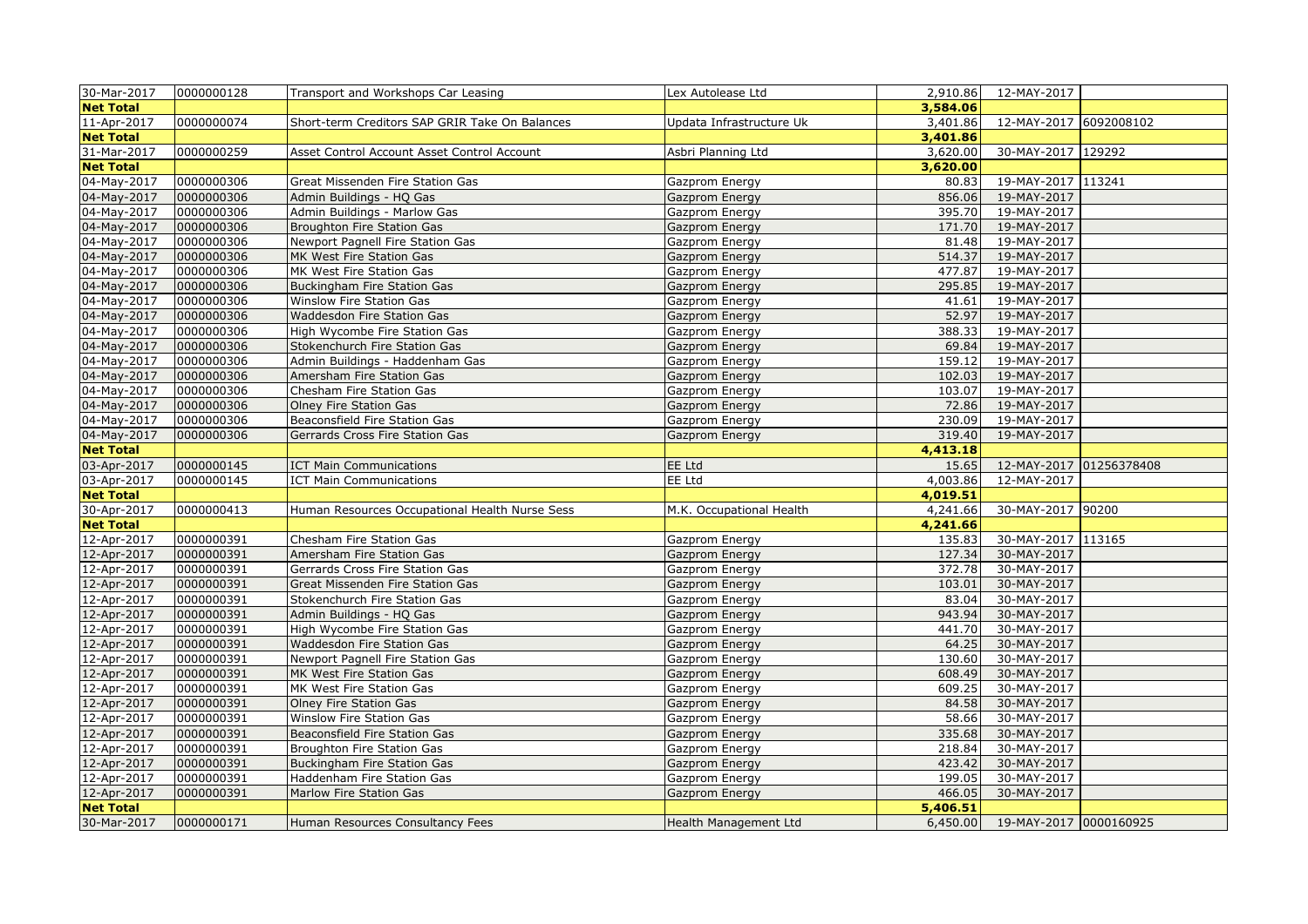| | | | | | | |
|---|---|---|---|---|---|---|
| 30-Mar-2017 | 0000000128 | Transport and Workshops Car Leasing | Lex Autolease Ltd | 2,910.86 | 12-MAY-2017 | |
| **Net Total** | | | | **3,584.06** | | |
| 11-Apr-2017 | 0000000074 | Short-term Creditors SAP GRIR Take On Balances | Updata Infrastructure Uk | 3,401.86 | 12-MAY-2017 | 6092008102 |
| **Net Total** | | | | **3,401.86** | | |
| 31-Mar-2017 | 0000000259 | Asset Control Account Asset Control Account | Asbri Planning Ltd | 3,620.00 | 30-MAY-2017 | 129292 |
| **Net Total** | | | | **3,620.00** | | |
| 04-May-2017 | 0000000306 | Great Missenden Fire Station Gas | Gazprom Energy | 80.83 | 19-MAY-2017 | 113241 |
| 04-May-2017 | 0000000306 | Admin Buildings - HQ Gas | Gazprom Energy | 856.06 | 19-MAY-2017 | |
| 04-May-2017 | 0000000306 | Admin Buildings - Marlow Gas | Gazprom Energy | 395.70 | 19-MAY-2017 | |
| 04-May-2017 | 0000000306 | Broughton Fire Station Gas | Gazprom Energy | 171.70 | 19-MAY-2017 | |
| 04-May-2017 | 0000000306 | Newport Pagnell Fire Station Gas | Gazprom Energy | 81.48 | 19-MAY-2017 | |
| 04-May-2017 | 0000000306 | MK West Fire Station Gas | Gazprom Energy | 514.37 | 19-MAY-2017 | |
| 04-May-2017 | 0000000306 | MK West Fire Station Gas | Gazprom Energy | 477.87 | 19-MAY-2017 | |
| 04-May-2017 | 0000000306 | Buckingham Fire Station Gas | Gazprom Energy | 295.85 | 19-MAY-2017 | |
| 04-May-2017 | 0000000306 | Winslow Fire Station Gas | Gazprom Energy | 41.61 | 19-MAY-2017 | |
| 04-May-2017 | 0000000306 | Waddesdon Fire Station Gas | Gazprom Energy | 52.97 | 19-MAY-2017 | |
| 04-May-2017 | 0000000306 | High Wycombe Fire Station Gas | Gazprom Energy | 388.33 | 19-MAY-2017 | |
| 04-May-2017 | 0000000306 | Stokenchurch Fire Station Gas | Gazprom Energy | 69.84 | 19-MAY-2017 | |
| 04-May-2017 | 0000000306 | Admin Buildings - Haddenham Gas | Gazprom Energy | 159.12 | 19-MAY-2017 | |
| 04-May-2017 | 0000000306 | Amersham Fire Station Gas | Gazprom Energy | 102.03 | 19-MAY-2017 | |
| 04-May-2017 | 0000000306 | Chesham Fire Station Gas | Gazprom Energy | 103.07 | 19-MAY-2017 | |
| 04-May-2017 | 0000000306 | Olney Fire Station Gas | Gazprom Energy | 72.86 | 19-MAY-2017 | |
| 04-May-2017 | 0000000306 | Beaconsfield Fire Station Gas | Gazprom Energy | 230.09 | 19-MAY-2017 | |
| 04-May-2017 | 0000000306 | Gerrards Cross Fire Station Gas | Gazprom Energy | 319.40 | 19-MAY-2017 | |
| **Net Total** | | | | **4,413.18** | | |
| 03-Apr-2017 | 0000000145 | ICT Main Communications | EE Ltd | 15.65 | 12-MAY-2017 | 01256378408 |
| 03-Apr-2017 | 0000000145 | ICT Main Communications | EE Ltd | 4,003.86 | 12-MAY-2017 | |
| **Net Total** | | | | **4,019.51** | | |
| 30-Apr-2017 | 0000000413 | Human Resources Occupational Health Nurse Sess | M.K. Occupational Health | 4,241.66 | 30-MAY-2017 | 90200 |
| **Net Total** | | | | **4,241.66** | | |
| 12-Apr-2017 | 0000000391 | Chesham Fire Station Gas | Gazprom Energy | 135.83 | 30-MAY-2017 | 113165 |
| 12-Apr-2017 | 0000000391 | Amersham Fire Station Gas | Gazprom Energy | 127.34 | 30-MAY-2017 | |
| 12-Apr-2017 | 0000000391 | Gerrards Cross Fire Station Gas | Gazprom Energy | 372.78 | 30-MAY-2017 | |
| 12-Apr-2017 | 0000000391 | Great Missenden Fire Station Gas | Gazprom Energy | 103.01 | 30-MAY-2017 | |
| 12-Apr-2017 | 0000000391 | Stokenchurch Fire Station Gas | Gazprom Energy | 83.04 | 30-MAY-2017 | |
| 12-Apr-2017 | 0000000391 | Admin Buildings - HQ Gas | Gazprom Energy | 943.94 | 30-MAY-2017 | |
| 12-Apr-2017 | 0000000391 | High Wycombe Fire Station Gas | Gazprom Energy | 441.70 | 30-MAY-2017 | |
| 12-Apr-2017 | 0000000391 | Waddesdon Fire Station Gas | Gazprom Energy | 64.25 | 30-MAY-2017 | |
| 12-Apr-2017 | 0000000391 | Newport Pagnell Fire Station Gas | Gazprom Energy | 130.60 | 30-MAY-2017 | |
| 12-Apr-2017 | 0000000391 | MK West Fire Station Gas | Gazprom Energy | 608.49 | 30-MAY-2017 | |
| 12-Apr-2017 | 0000000391 | MK West Fire Station Gas | Gazprom Energy | 609.25 | 30-MAY-2017 | |
| 12-Apr-2017 | 0000000391 | Olney Fire Station Gas | Gazprom Energy | 84.58 | 30-MAY-2017 | |
| 12-Apr-2017 | 0000000391 | Winslow Fire Station Gas | Gazprom Energy | 58.66 | 30-MAY-2017 | |
| 12-Apr-2017 | 0000000391 | Beaconsfield Fire Station Gas | Gazprom Energy | 335.68 | 30-MAY-2017 | |
| 12-Apr-2017 | 0000000391 | Broughton Fire Station Gas | Gazprom Energy | 218.84 | 30-MAY-2017 | |
| 12-Apr-2017 | 0000000391 | Buckingham Fire Station Gas | Gazprom Energy | 423.42 | 30-MAY-2017 | |
| 12-Apr-2017 | 0000000391 | Haddenham Fire Station Gas | Gazprom Energy | 199.05 | 30-MAY-2017 | |
| 12-Apr-2017 | 0000000391 | Marlow Fire Station Gas | Gazprom Energy | 466.05 | 30-MAY-2017 | |
| **Net Total** | | | | **5,406.51** | | |
| 30-Mar-2017 | 0000000171 | Human Resources Consultancy Fees | Health Management Ltd | 6,450.00 | 19-MAY-2017 | 0000160925 |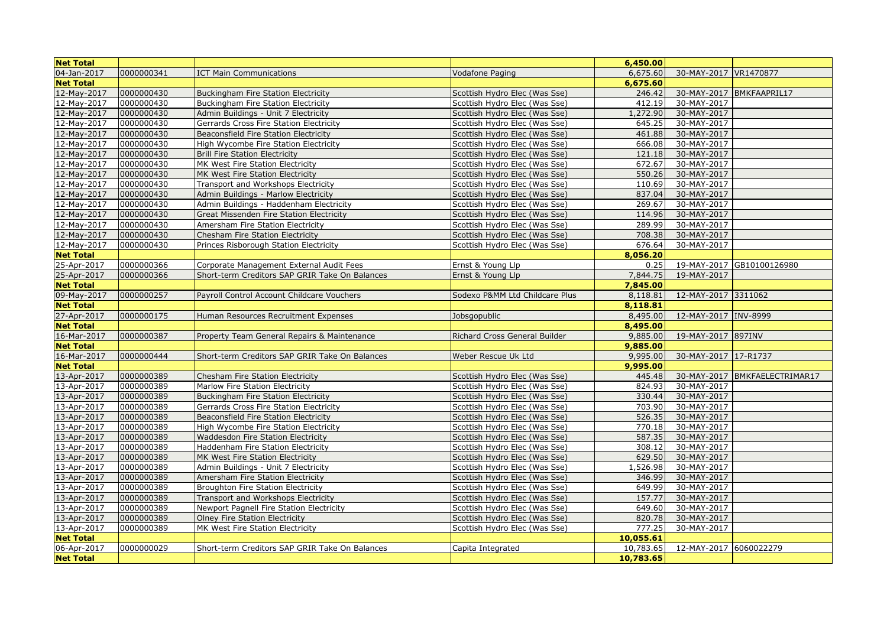| Net Total | | | | 6,450.00 | | |
|---|---|---|---|---|---|---|
| 04-Jan-2017 | 0000000341 | ICT Main Communications | Vodafone Paging | 6,675.60 | 30-MAY-2017 | VR1470877 |
| **Net Total** | | | | **6,675.60** | | |
| 12-May-2017 | 0000000430 | Buckingham Fire Station Electricity | Scottish Hydro Elec (Was Sse) | 246.42 | 30-MAY-2017 | BMKFAAPRIL17 |
| 12-May-2017 | 0000000430 | Buckingham Fire Station Electricity | Scottish Hydro Elec (Was Sse) | 412.19 | 30-MAY-2017 | |
| 12-May-2017 | 0000000430 | Admin Buildings - Unit 7 Electricity | Scottish Hydro Elec (Was Sse) | 1,272.90 | 30-MAY-2017 | |
| 12-May-2017 | 0000000430 | Gerrards Cross Fire Station Electricity | Scottish Hydro Elec (Was Sse) | 645.25 | 30-MAY-2017 | |
| 12-May-2017 | 0000000430 | Beaconsfield Fire Station Electricity | Scottish Hydro Elec (Was Sse) | 461.88 | 30-MAY-2017 | |
| 12-May-2017 | 0000000430 | High Wycombe Fire Station Electricity | Scottish Hydro Elec (Was Sse) | 666.08 | 30-MAY-2017 | |
| 12-May-2017 | 0000000430 | Brill Fire Station Electricity | Scottish Hydro Elec (Was Sse) | 121.18 | 30-MAY-2017 | |
| 12-May-2017 | 0000000430 | MK West Fire Station Electricity | Scottish Hydro Elec (Was Sse) | 672.67 | 30-MAY-2017 | |
| 12-May-2017 | 0000000430 | MK West Fire Station Electricity | Scottish Hydro Elec (Was Sse) | 550.26 | 30-MAY-2017 | |
| 12-May-2017 | 0000000430 | Transport and Workshops Electricity | Scottish Hydro Elec (Was Sse) | 110.69 | 30-MAY-2017 | |
| 12-May-2017 | 0000000430 | Admin Buildings - Marlow Electricity | Scottish Hydro Elec (Was Sse) | 837.04 | 30-MAY-2017 | |
| 12-May-2017 | 0000000430 | Admin Buildings - Haddenham Electricity | Scottish Hydro Elec (Was Sse) | 269.67 | 30-MAY-2017 | |
| 12-May-2017 | 0000000430 | Great Missenden Fire Station Electricity | Scottish Hydro Elec (Was Sse) | 114.96 | 30-MAY-2017 | |
| 12-May-2017 | 0000000430 | Amersham Fire Station Electricity | Scottish Hydro Elec (Was Sse) | 289.99 | 30-MAY-2017 | |
| 12-May-2017 | 0000000430 | Chesham Fire Station Electricity | Scottish Hydro Elec (Was Sse) | 708.38 | 30-MAY-2017 | |
| 12-May-2017 | 0000000430 | Princes Risborough Station Electricity | Scottish Hydro Elec (Was Sse) | 676.64 | 30-MAY-2017 | |
| **Net Total** | | | | **8,056.20** | | |
| 25-Apr-2017 | 0000000366 | Corporate Management External Audit Fees | Ernst & Young Llp | 0.25 | 19-MAY-2017 | GB10100126980 |
| 25-Apr-2017 | 0000000366 | Short-term Creditors SAP GRIR Take On Balances | Ernst & Young Llp | 7,844.75 | 19-MAY-2017 | |
| **Net Total** | | | | **7,845.00** | | |
| 09-May-2017 | 0000000257 | Payroll Control Account Childcare Vouchers | Sodexo P&MM Ltd Childcare Plus | 8,118.81 | 12-MAY-2017 | 3311062 |
| **Net Total** | | | | **8,118.81** | | |
| 27-Apr-2017 | 0000000175 | Human Resources Recruitment Expenses | Jobsgopublic | 8,495.00 | 12-MAY-2017 | INV-8999 |
| **Net Total** | | | | **8,495.00** | | |
| 16-Mar-2017 | 0000000387 | Property Team General Repairs & Maintenance | Richard Cross General Builder | 9,885.00 | 19-MAY-2017 | 897INV |
| **Net Total** | | | | **9,885.00** | | |
| 16-Mar-2017 | 0000000444 | Short-term Creditors SAP GRIR Take On Balances | Weber Rescue Uk Ltd | 9,995.00 | 30-MAY-2017 | 17-R1737 |
| **Net Total** | | | | **9,995.00** | | |
| 13-Apr-2017 | 0000000389 | Chesham Fire Station Electricity | Scottish Hydro Elec (Was Sse) | 445.48 | 30-MAY-2017 | BMKFAELECTRIMAR17 |
| 13-Apr-2017 | 0000000389 | Marlow Fire Station Electricity | Scottish Hydro Elec (Was Sse) | 824.93 | 30-MAY-2017 | |
| 13-Apr-2017 | 0000000389 | Buckingham Fire Station Electricity | Scottish Hydro Elec (Was Sse) | 330.44 | 30-MAY-2017 | |
| 13-Apr-2017 | 0000000389 | Gerrards Cross Fire Station Electricity | Scottish Hydro Elec (Was Sse) | 703.90 | 30-MAY-2017 | |
| 13-Apr-2017 | 0000000389 | Beaconsfield Fire Station Electricity | Scottish Hydro Elec (Was Sse) | 526.35 | 30-MAY-2017 | |
| 13-Apr-2017 | 0000000389 | High Wycombe Fire Station Electricity | Scottish Hydro Elec (Was Sse) | 770.18 | 30-MAY-2017 | |
| 13-Apr-2017 | 0000000389 | Waddesdon Fire Station Electricity | Scottish Hydro Elec (Was Sse) | 587.35 | 30-MAY-2017 | |
| 13-Apr-2017 | 0000000389 | Haddenham Fire Station Electricity | Scottish Hydro Elec (Was Sse) | 308.12 | 30-MAY-2017 | |
| 13-Apr-2017 | 0000000389 | MK West Fire Station Electricity | Scottish Hydro Elec (Was Sse) | 629.50 | 30-MAY-2017 | |
| 13-Apr-2017 | 0000000389 | Admin Buildings - Unit 7 Electricity | Scottish Hydro Elec (Was Sse) | 1,526.98 | 30-MAY-2017 | |
| 13-Apr-2017 | 0000000389 | Amersham Fire Station Electricity | Scottish Hydro Elec (Was Sse) | 346.99 | 30-MAY-2017 | |
| 13-Apr-2017 | 0000000389 | Broughton Fire Station Electricity | Scottish Hydro Elec (Was Sse) | 649.99 | 30-MAY-2017 | |
| 13-Apr-2017 | 0000000389 | Transport and Workshops Electricity | Scottish Hydro Elec (Was Sse) | 157.77 | 30-MAY-2017 | |
| 13-Apr-2017 | 0000000389 | Newport Pagnell Fire Station Electricity | Scottish Hydro Elec (Was Sse) | 649.60 | 30-MAY-2017 | |
| 13-Apr-2017 | 0000000389 | Olney Fire Station Electricity | Scottish Hydro Elec (Was Sse) | 820.78 | 30-MAY-2017 | |
| 13-Apr-2017 | 0000000389 | MK West Fire Station Electricity | Scottish Hydro Elec (Was Sse) | 777.25 | 30-MAY-2017 | |
| **Net Total** | | | | **10,055.61** | | |
| 06-Apr-2017 | 0000000029 | Short-term Creditors SAP GRIR Take On Balances | Capita Integrated | 10,783.65 | 12-MAY-2017 | 6060022279 |
| **Net Total** | | | | **10,783.65** | | |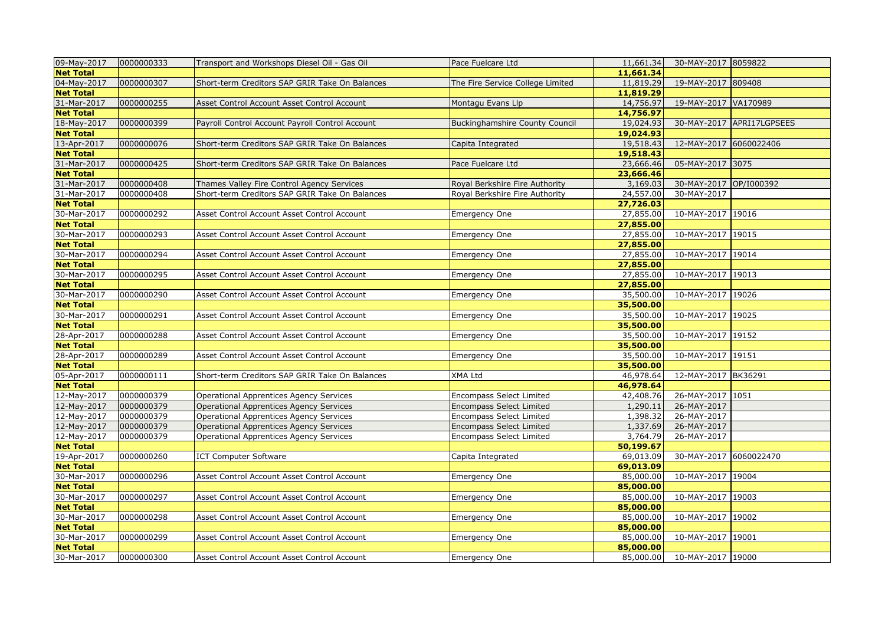| | | | | | | |
|---|---|---|---|---|---|---|
| 09-May-2017 | 0000000333 | Transport and Workshops Diesel Oil - Gas Oil | Pace Fuelcare Ltd | 11,661.34 | 30-MAY-2017 | 8059822 |
| **Net Total** | | | | **11,661.34** | | |
| 04-May-2017 | 0000000307 | Short-term Creditors SAP GRIR Take On Balances | The Fire Service College Limited | 11,819.29 | 19-MAY-2017 | 809408 |
| **Net Total** | | | | **11,819.29** | | |
| 31-Mar-2017 | 0000000255 | Asset Control Account Asset Control Account | Montagu Evans Llp | 14,756.97 | 19-MAY-2017 | VA170989 |
| **Net Total** | | | | **14,756.97** | | |
| 18-May-2017 | 0000000399 | Payroll Control Account Payroll Control Account | Buckinghamshire County Council | 19,024.93 | 30-MAY-2017 | APRI17LGPSEES |
| **Net Total** | | | | **19,024.93** | | |
| 13-Apr-2017 | 0000000076 | Short-term Creditors SAP GRIR Take On Balances | Capita Integrated | 19,518.43 | 12-MAY-2017 | 6060022406 |
| **Net Total** | | | | **19,518.43** | | |
| 31-Mar-2017 | 0000000425 | Short-term Creditors SAP GRIR Take On Balances | Pace Fuelcare Ltd | 23,666.46 | 05-MAY-2017 | 3075 |
| **Net Total** | | | | **23,666.46** | | |
| 31-Mar-2017 | 0000000408 | Thames Valley Fire Control Agency Services | Royal Berkshire Fire Authority | 3,169.03 | 30-MAY-2017 | OP/I000392 |
| 31-Mar-2017 | 0000000408 | Short-term Creditors SAP GRIR Take On Balances | Royal Berkshire Fire Authority | 24,557.00 | 30-MAY-2017 | |
| **Net Total** | | | | **27,726.03** | | |
| 30-Mar-2017 | 0000000292 | Asset Control Account Asset Control Account | Emergency One | 27,855.00 | 10-MAY-2017 | 19016 |
| **Net Total** | | | | **27,855.00** | | |
| 30-Mar-2017 | 0000000293 | Asset Control Account Asset Control Account | Emergency One | 27,855.00 | 10-MAY-2017 | 19015 |
| **Net Total** | | | | **27,855.00** | | |
| 30-Mar-2017 | 0000000294 | Asset Control Account Asset Control Account | Emergency One | 27,855.00 | 10-MAY-2017 | 19014 |
| **Net Total** | | | | **27,855.00** | | |
| 30-Mar-2017 | 0000000295 | Asset Control Account Asset Control Account | Emergency One | 27,855.00 | 10-MAY-2017 | 19013 |
| **Net Total** | | | | **27,855.00** | | |
| 30-Mar-2017 | 0000000290 | Asset Control Account Asset Control Account | Emergency One | 35,500.00 | 10-MAY-2017 | 19026 |
| **Net Total** | | | | **35,500.00** | | |
| 30-Mar-2017 | 0000000291 | Asset Control Account Asset Control Account | Emergency One | 35,500.00 | 10-MAY-2017 | 19025 |
| **Net Total** | | | | **35,500.00** | | |
| 28-Apr-2017 | 0000000288 | Asset Control Account Asset Control Account | Emergency One | 35,500.00 | 10-MAY-2017 | 19152 |
| **Net Total** | | | | **35,500.00** | | |
| 28-Apr-2017 | 0000000289 | Asset Control Account Asset Control Account | Emergency One | 35,500.00 | 10-MAY-2017 | 19151 |
| **Net Total** | | | | **35,500.00** | | |
| 05-Apr-2017 | 0000000111 | Short-term Creditors SAP GRIR Take On Balances | XMA Ltd | 46,978.64 | 12-MAY-2017 | BK36291 |
| **Net Total** | | | | **46,978.64** | | |
| 12-May-2017 | 0000000379 | Operational Apprentices Agency Services | Encompass Select Limited | 42,408.76 | 26-MAY-2017 | 1051 |
| 12-May-2017 | 0000000379 | Operational Apprentices Agency Services | Encompass Select Limited | 1,290.11 | 26-MAY-2017 | |
| 12-May-2017 | 0000000379 | Operational Apprentices Agency Services | Encompass Select Limited | 1,398.32 | 26-MAY-2017 | |
| 12-May-2017 | 0000000379 | Operational Apprentices Agency Services | Encompass Select Limited | 1,337.69 | 26-MAY-2017 | |
| 12-May-2017 | 0000000379 | Operational Apprentices Agency Services | Encompass Select Limited | 3,764.79 | 26-MAY-2017 | |
| **Net Total** | | | | **50,199.67** | | |
| 19-Apr-2017 | 0000000260 | ICT Computer Software | Capita Integrated | 69,013.09 | 30-MAY-2017 | 6060022470 |
| **Net Total** | | | | **69,013.09** | | |
| 30-Mar-2017 | 0000000296 | Asset Control Account Asset Control Account | Emergency One | 85,000.00 | 10-MAY-2017 | 19004 |
| **Net Total** | | | | **85,000.00** | | |
| 30-Mar-2017 | 0000000297 | Asset Control Account Asset Control Account | Emergency One | 85,000.00 | 10-MAY-2017 | 19003 |
| **Net Total** | | | | **85,000.00** | | |
| 30-Mar-2017 | 0000000298 | Asset Control Account Asset Control Account | Emergency One | 85,000.00 | 10-MAY-2017 | 19002 |
| **Net Total** | | | | **85,000.00** | | |
| 30-Mar-2017 | 0000000299 | Asset Control Account Asset Control Account | Emergency One | 85,000.00 | 10-MAY-2017 | 19001 |
| **Net Total** | | | | **85,000.00** | | |
| 30-Mar-2017 | 0000000300 | Asset Control Account Asset Control Account | Emergency One | 85,000.00 | 10-MAY-2017 | 19000 |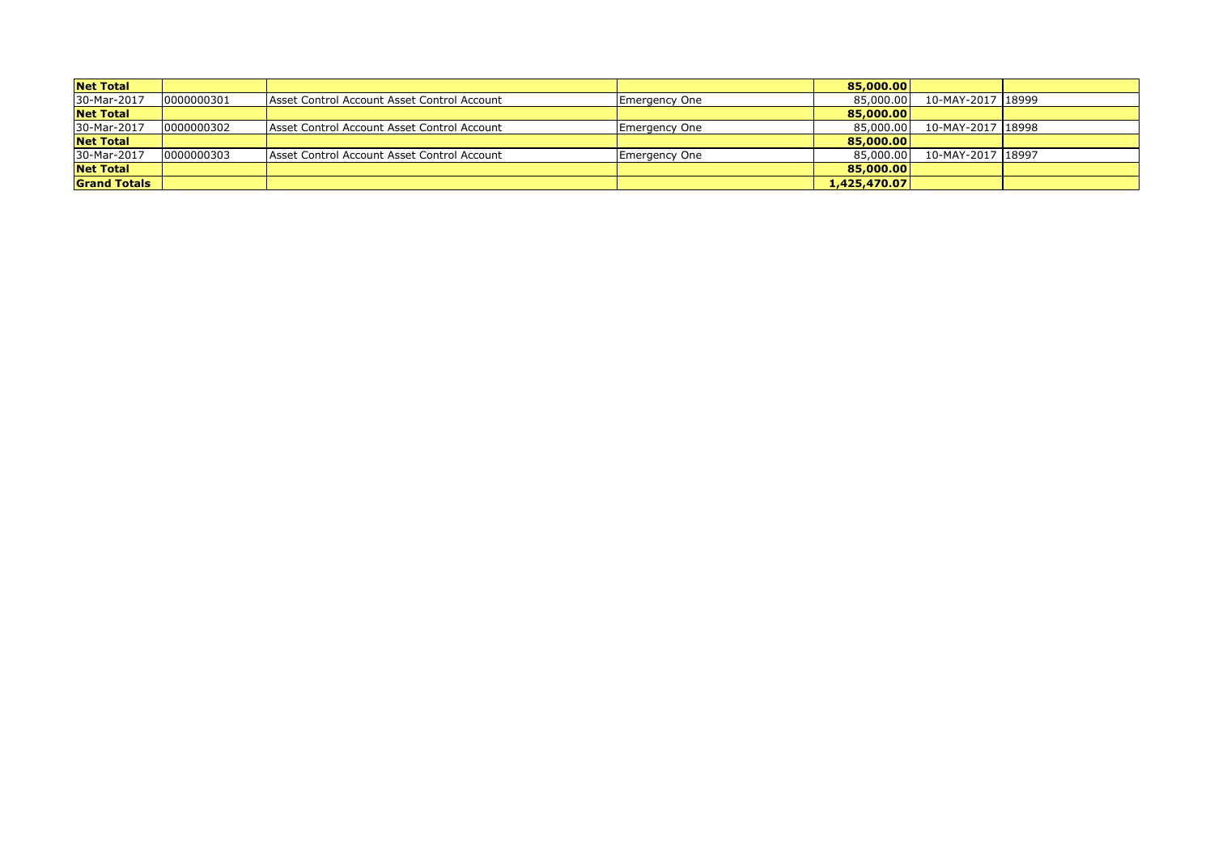| | | | | | | |
|---|---|---|---|---|---|---|
| **Net Total** | | | | **85,000.00** | | |
| 30-Mar-2017 | 0000000301 | Asset Control Account Asset Control Account | Emergency One | 85,000.00 | 10-MAY-2017 | 18999 |
| **Net Total** | | | | **85,000.00** | | |
| 30-Mar-2017 | 0000000302 | Asset Control Account Asset Control Account | Emergency One | 85,000.00 | 10-MAY-2017 | 18998 |
| **Net Total** | | | | **85,000.00** | | |
| 30-Mar-2017 | 0000000303 | Asset Control Account Asset Control Account | Emergency One | 85,000.00 | 10-MAY-2017 | 18997 |
| **Net Total** | | | | **85,000.00** | | |
| **Grand Totals** | | | | **1,425,470.07** | | |